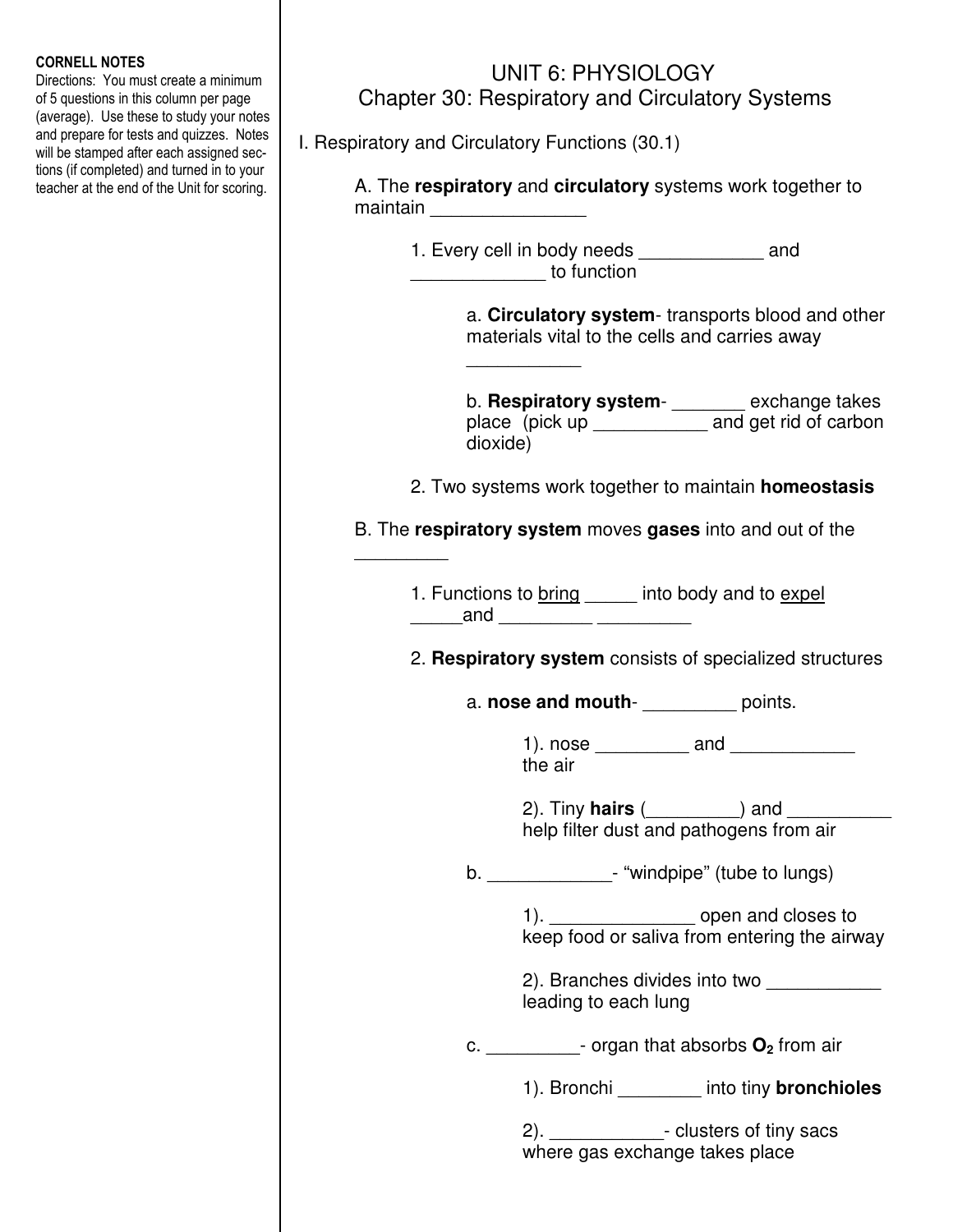**CORNELL NOTES**
Directions: You must create a minimum of 5 questions in this column per page (average). Use these to study your notes and prepare for tests and quizzes. Notes will be stamped after each assigned sections (if completed) and turned in to your teacher at the end of the Unit for scoring.

# UNIT 6: PHYSIOLOGY
## Chapter 30: Respiratory and Circulatory Systems

I. Respiratory and Circulatory Functions (30.1)

A. The **respiratory** and **circulatory** systems work together to maintain _______________

1. Every cell in body needs ____________ and _____________ to function

a. **Circulatory system**- transports blood and other materials vital to the cells and carries away ___________

b. **Respiratory system**- _______ exchange takes place (pick up ___________ and get rid of carbon dioxide)

2. Two systems work together to maintain **homeostasis**

B. The **respiratory system** moves **gases** into and out of the _________

1. Functions to <u>bring</u> _____ into body and to <u>expel</u> _____and _________ _________

2. **Respiratory system** consists of specialized structures

a. **nose and mouth**- _________ points.

1). nose _________ and ____________ the air

2). Tiny **hairs** (_________) and __________ help filter dust and pathogens from air

b. ____________- "windpipe" (tube to lungs)

1). ______________ open and closes to keep food or saliva from entering the airway

2). Branches divides into two ___________ leading to each lung

c. _________- organ that absorbs $O_2$ from air

1). Bronchi ________ into tiny **bronchioles**

2). ___________- clusters of tiny sacs where gas exchange takes place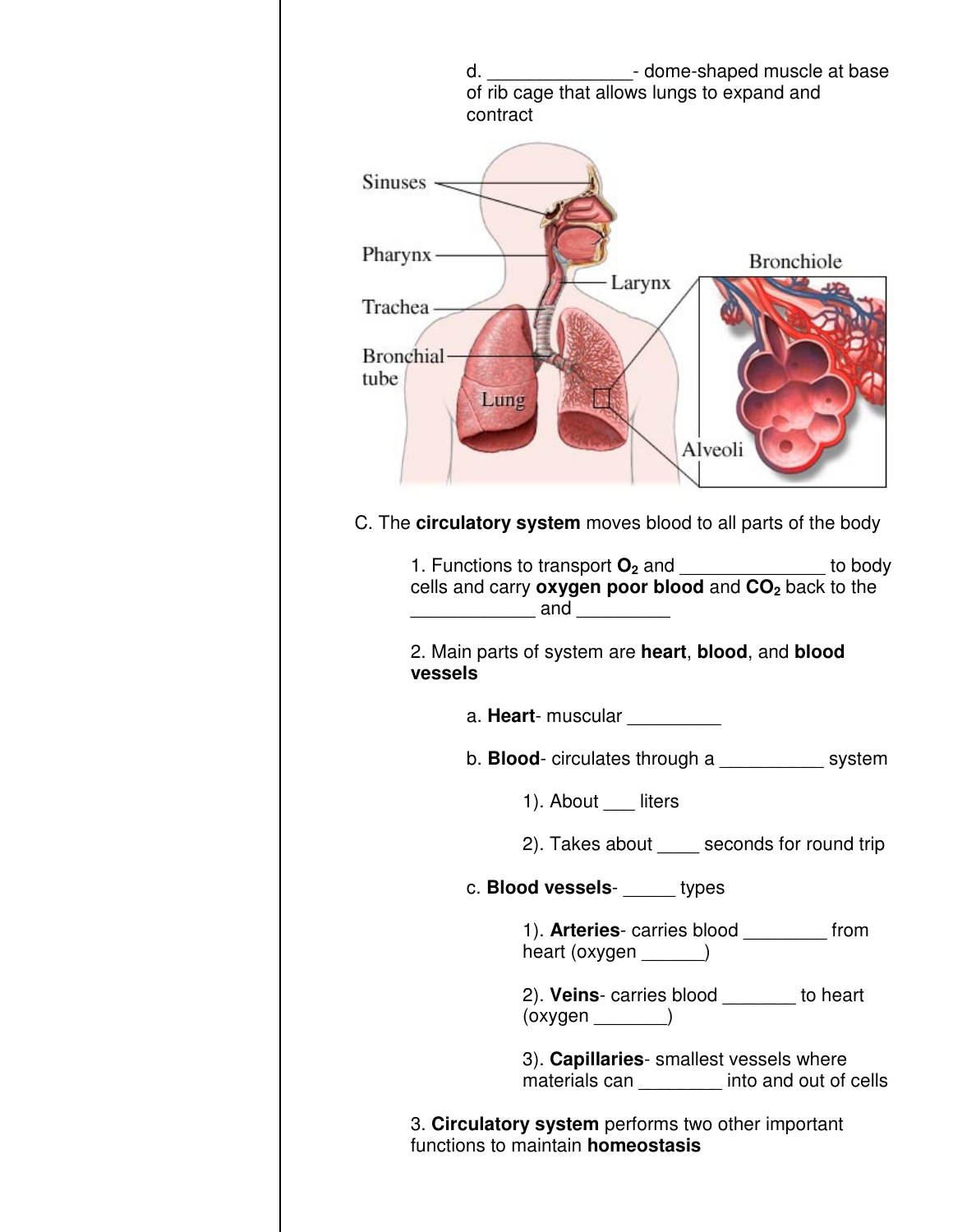d. ______________- dome-shaped muscle at base of rib cage that allows lungs to expand and contract

C. The **circulatory system** moves blood to all parts of the body

1. Functions to transport $O_2$ and ______________ to body cells and carry **oxygen poor blood** and $CO_2$ back to the ____________ and _________

2. Main parts of system are **heart**, **blood**, and **blood vessels**

a. **Heart**- muscular _________

b. **Blood**- circulates through a __________ system

1). About ___ liters

2). Takes about ____ seconds for round trip

c. **Blood vessels**- _____ types

1). **Arteries**- carries blood ________ from heart (oxygen ______)

2). **Veins**- carries blood _______ to heart (oxygen _______)

3). **Capillaries**- smallest vessels where materials can ________ into and out of cells

3. **Circulatory system** performs two other important functions to maintain **homeostasis**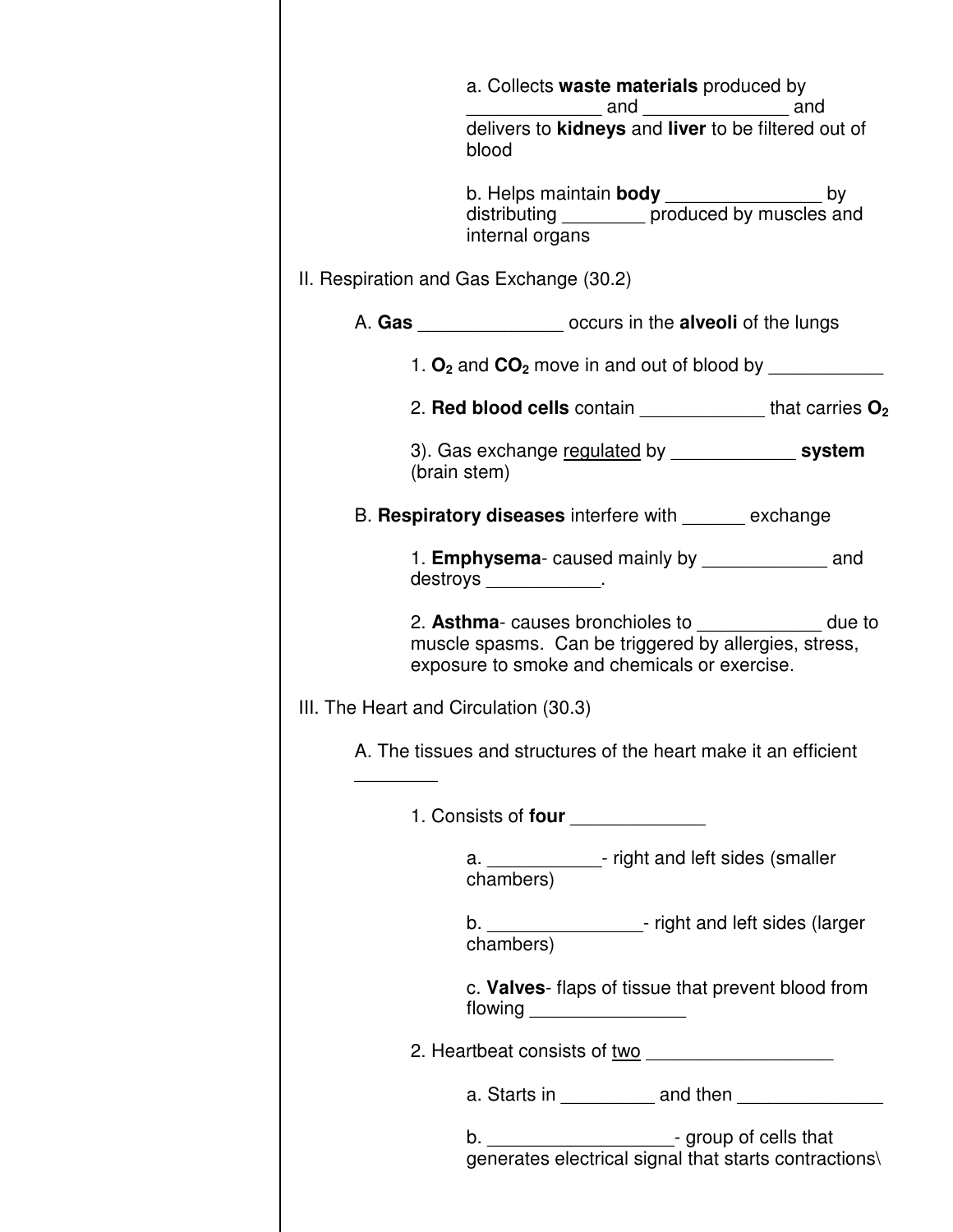a. Collects **waste materials** produced by _____________ and ______________ and delivers to **kidneys** and **liver** to be filtered out of blood

b. Helps maintain **body** _______________ by distributing ________ produced by muscles and internal organs

II. Respiration and Gas Exchange (30.2)

A. **Gas** ______________ occurs in the **alveoli** of the lungs

1. $\mathbf{O_2}$ and $\mathbf{CO_2}$ move in and out of blood by ___________

2. **Red blood cells** contain ____________ that carries $\mathbf{O_2}$

3). Gas exchange regulated by ____________ **system** (brain stem)

B. **Respiratory diseases** interfere with ______ exchange

1. **Emphysema**- caused mainly by ____________ and destroys ___________.

2. **Asthma**- causes bronchioles to ____________ due to muscle spasms. Can be triggered by allergies, stress, exposure to smoke and chemicals or exercise.

III. The Heart and Circulation (30.3)

A. The tissues and structures of the heart make it an efficient ________

1. Consists of **four** _____________

a. ___________- right and left sides (smaller chambers)

b. _______________- right and left sides (larger chambers)

c. **Valves**- flaps of tissue that prevent blood from flowing _______________

2. Heartbeat consists of two __________________

a. Starts in _________ and then ______________

b. __________________- group of cells that generates electrical signal that starts contractions\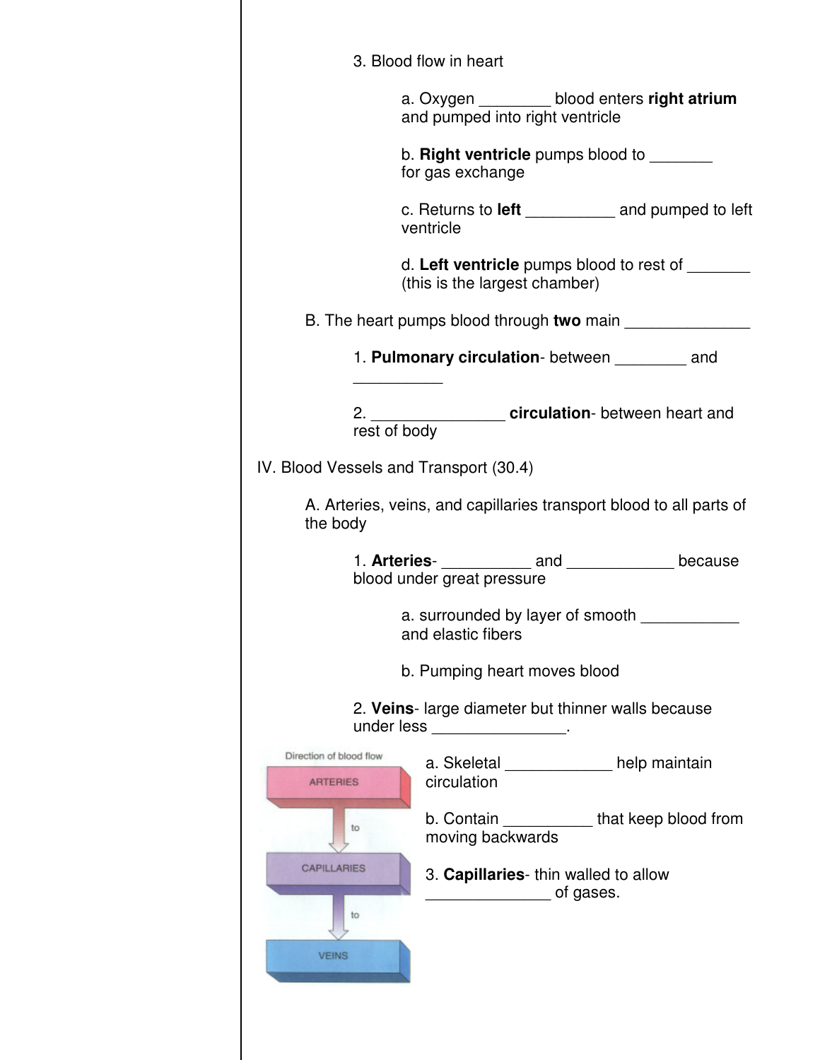3. Blood flow in heart

   a. Oxygen ________ blood enters **right atrium** and pumped into right ventricle

   b. **Right ventricle** pumps blood to _______ for gas exchange

   c. Returns to **left** __________ and pumped to left ventricle

   d. **Left ventricle** pumps blood to rest of _______ (this is the largest chamber)

B. The heart pumps blood through **two** main ______________

1. **Pulmonary circulation**- between ________ and __________

2. _______________ **circulation**- between heart and rest of body

IV. Blood Vessels and Transport (30.4)

A. Arteries, veins, and capillaries transport blood to all parts of the body

1. **Arteries**- __________ and ____________ because blood under great pressure

   a. surrounded by layer of smooth ___________ and elastic fibers

   b. Pumping heart moves blood

2. **Veins**- large diameter but thinner walls because under less _______________.

   a. Skeletal ____________ help maintain circulation

   b. Contain __________ that keep blood from moving backwards

3. **Capillaries**- thin walled to allow ______________ of gases.

Direction of blood flow

ARTERIES to CAPILLARIES to VEINS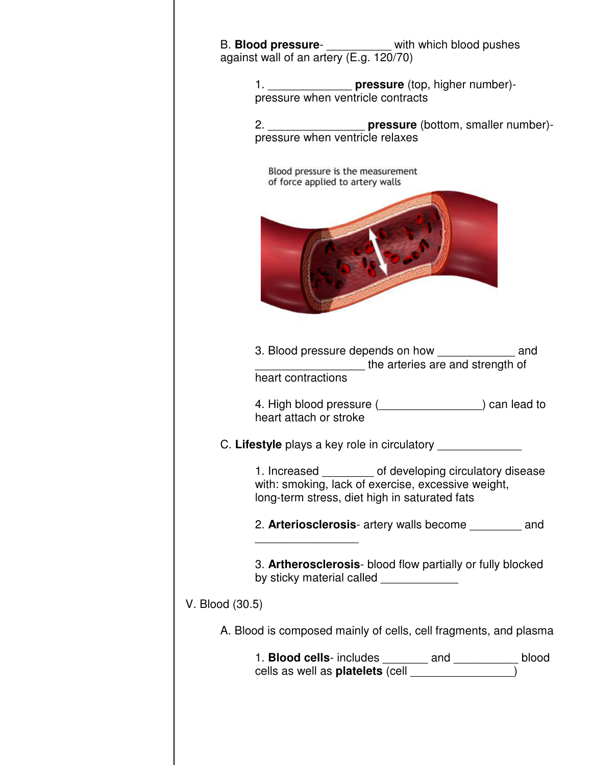B. **Blood pressure**- __________ with which blood pushes against wall of an artery (E.g. 120/70)

1. _____________ **pressure** (top, higher number)- pressure when ventricle contracts

2. _______________ **pressure** (bottom, smaller number)- pressure when ventricle relaxes

Blood pressure is the measurement of force applied to artery walls

3. Blood pressure depends on how ____________ and _________________ the arteries are and strength of heart contractions

4. High blood pressure (________________) can lead to heart attach or stroke

C. **Lifestyle** plays a key role in circulatory _____________

1. Increased ________ of developing circulatory disease with: smoking, lack of exercise, excessive weight, long-term stress, diet high in saturated fats

2. **Arteriosclerosis**- artery walls become ________ and ________________

3. **Artherosclerosis**- blood flow partially or fully blocked by sticky material called ____________

V. Blood (30.5)

A. Blood is composed mainly of cells, cell fragments, and plasma

1. **Blood cells**- includes _______ and __________ blood cells as well as **platelets** (cell ________________)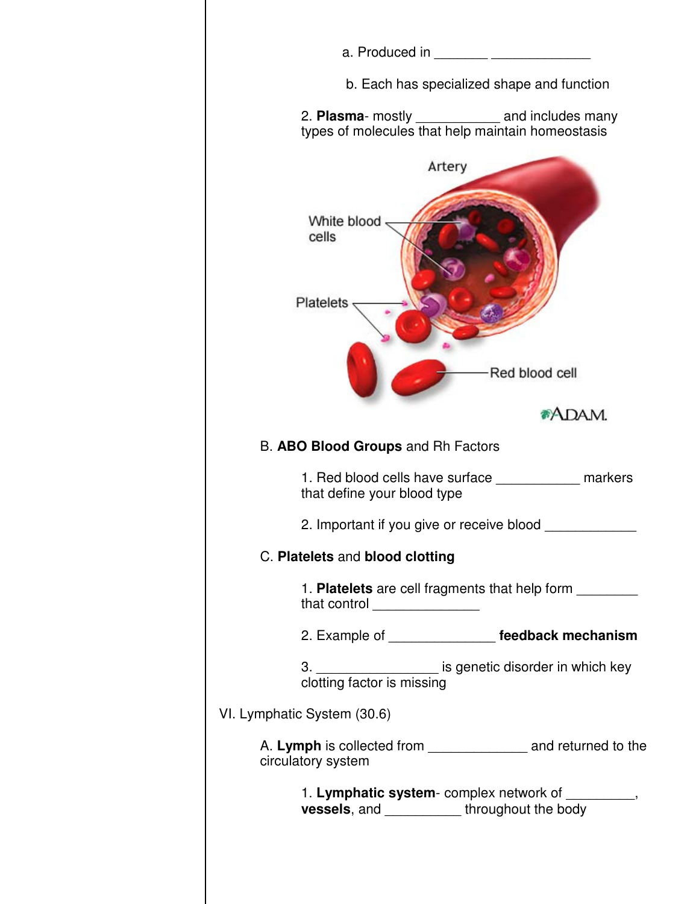a. Produced in _______ _____________

b. Each has specialized shape and function

2. **Plasma**- mostly __________ and includes many types of molecules that help maintain homeostasis

B. **ABO Blood Groups** and Rh Factors

1. Red blood cells have surface ___________ markers that define your blood type

2. Important if you give or receive blood ____________

C. **Platelets** and **blood clotting**

1. **Platelets** are cell fragments that help form ________ that control ______________

2. Example of ______________ **feedback mechanism**

3. ________________ is genetic disorder in which key clotting factor is missing

VI. Lymphatic System (30.6)

A. **Lymph** is collected from _____________ and returned to the circulatory system

1. **Lymphatic system**- complex network of _________, **vessels**, and __________ throughout the body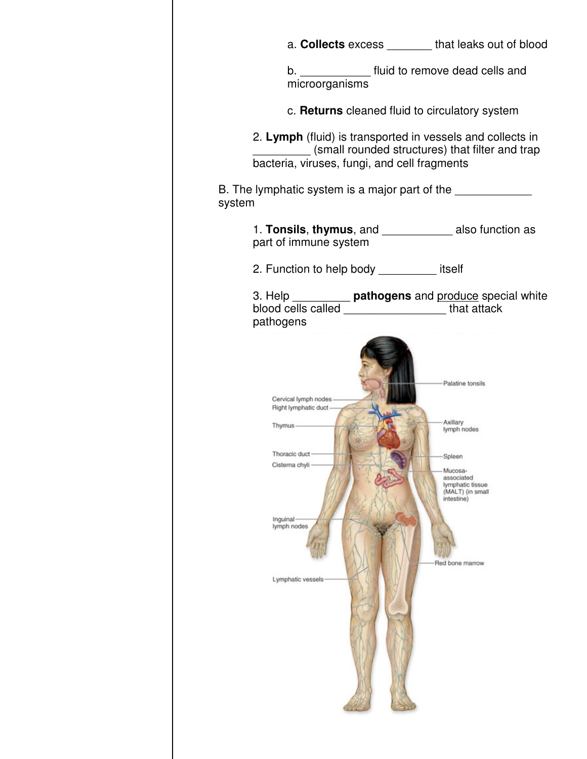a. **Collects** excess _______ that leaks out of blood

b. ___________ fluid to remove dead cells and microorganisms

c. **Returns** cleaned fluid to circulatory system

2. **Lymph** (fluid) is transported in vessels and collects in _________ (small rounded structures) that filter and trap bacteria, viruses, fungi, and cell fragments

B. The lymphatic system is a major part of the ____________ system

1. **Tonsils**, **thymus**, and ___________ also function as part of immune system

2. Function to help body _________ itself

3. Help _________ **pathogens** and <u>produce</u> special white blood cells called ________________ that attack pathogens